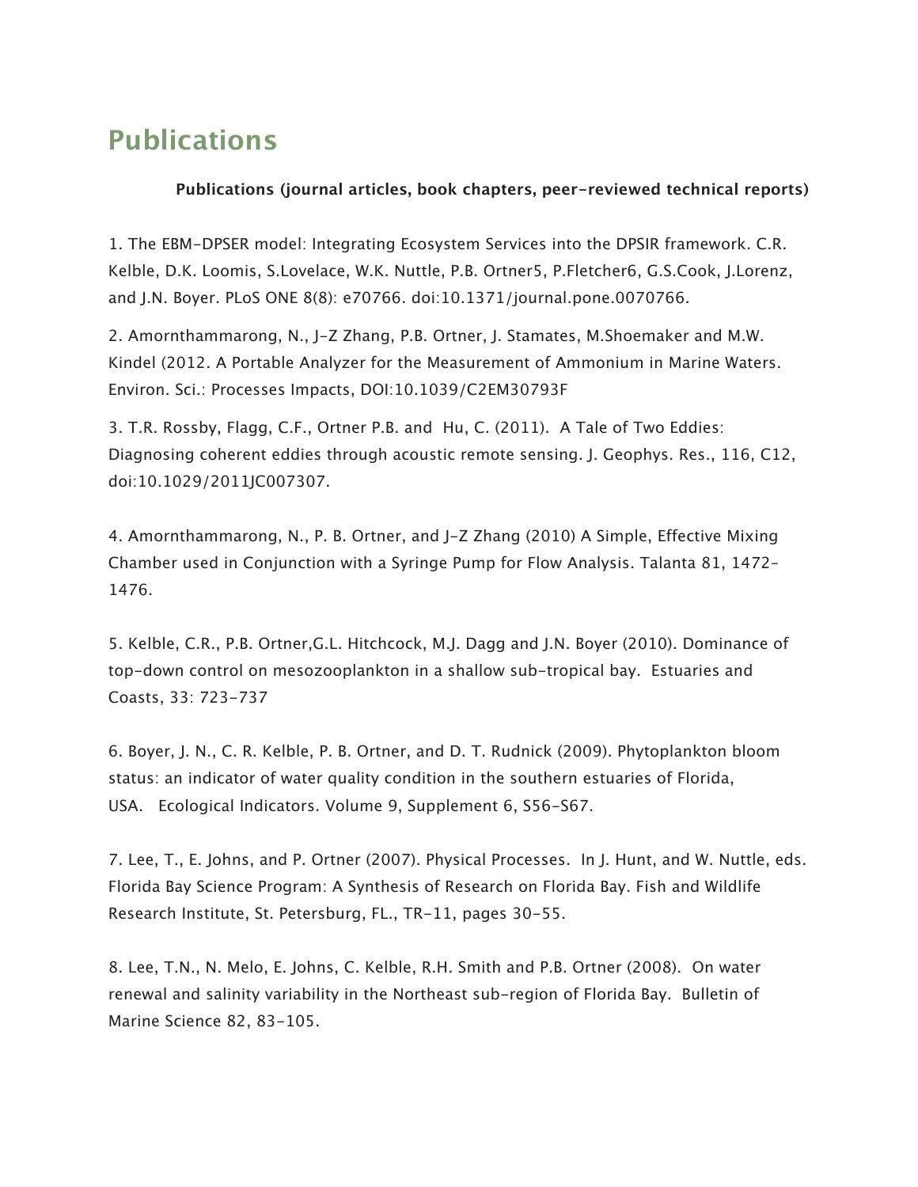# Publications

**Publications (journal articles, book chapters, peer-reviewed technical reports)**

1. The EBM-DPSER model: Integrating Ecosystem Services into the DPSIR framework. C.R. Kelble, D.K. Loomis, S.Lovelace, W.K. Nuttle, P.B. Ortner5, P.Fletcher6, G.S.Cook, J.Lorenz, and J.N. Boyer. PLoS ONE 8(8): e70766. doi:10.1371/journal.pone.0070766.

2. Amornthammarong, N., J-Z Zhang, P.B. Ortner, J. Stamates, M.Shoemaker and M.W. Kindel (2012. A Portable Analyzer for the Measurement of Ammonium in Marine Waters. Environ. Sci.: Processes Impacts, DOI:10.1039/C2EM30793F

3. T.R. Rossby, Flagg, C.F., Ortner P.B. and Hu, C. (2011). A Tale of Two Eddies: Diagnosing coherent eddies through acoustic remote sensing. J. Geophys. Res., 116, C12, doi:10.1029/2011JC007307.

4. Amornthammarong, N., P. B. Ortner, and J-Z Zhang (2010) A Simple, Effective Mixing Chamber used in Conjunction with a Syringe Pump for Flow Analysis. Talanta 81, 1472-1476.

5. Kelble, C.R., P.B. Ortner,G.L. Hitchcock, M.J. Dagg and J.N. Boyer (2010). Dominance of top-down control on mesozooplankton in a shallow sub-tropical bay. Estuaries and Coasts, 33: 723-737

6. Boyer, J. N., C. R. Kelble, P. B. Ortner, and D. T. Rudnick (2009). Phytoplankton bloom status: an indicator of water quality condition in the southern estuaries of Florida, USA. Ecological Indicators. Volume 9, Supplement 6, S56-S67.

7. Lee, T., E. Johns, and P. Ortner (2007). Physical Processes. In J. Hunt, and W. Nuttle, eds. Florida Bay Science Program: A Synthesis of Research on Florida Bay. Fish and Wildlife Research Institute, St. Petersburg, FL., TR-11, pages 30-55.

8. Lee, T.N., N. Melo, E. Johns, C. Kelble, R.H. Smith and P.B. Ortner (2008). On water renewal and salinity variability in the Northeast sub-region of Florida Bay. Bulletin of Marine Science 82, 83-105.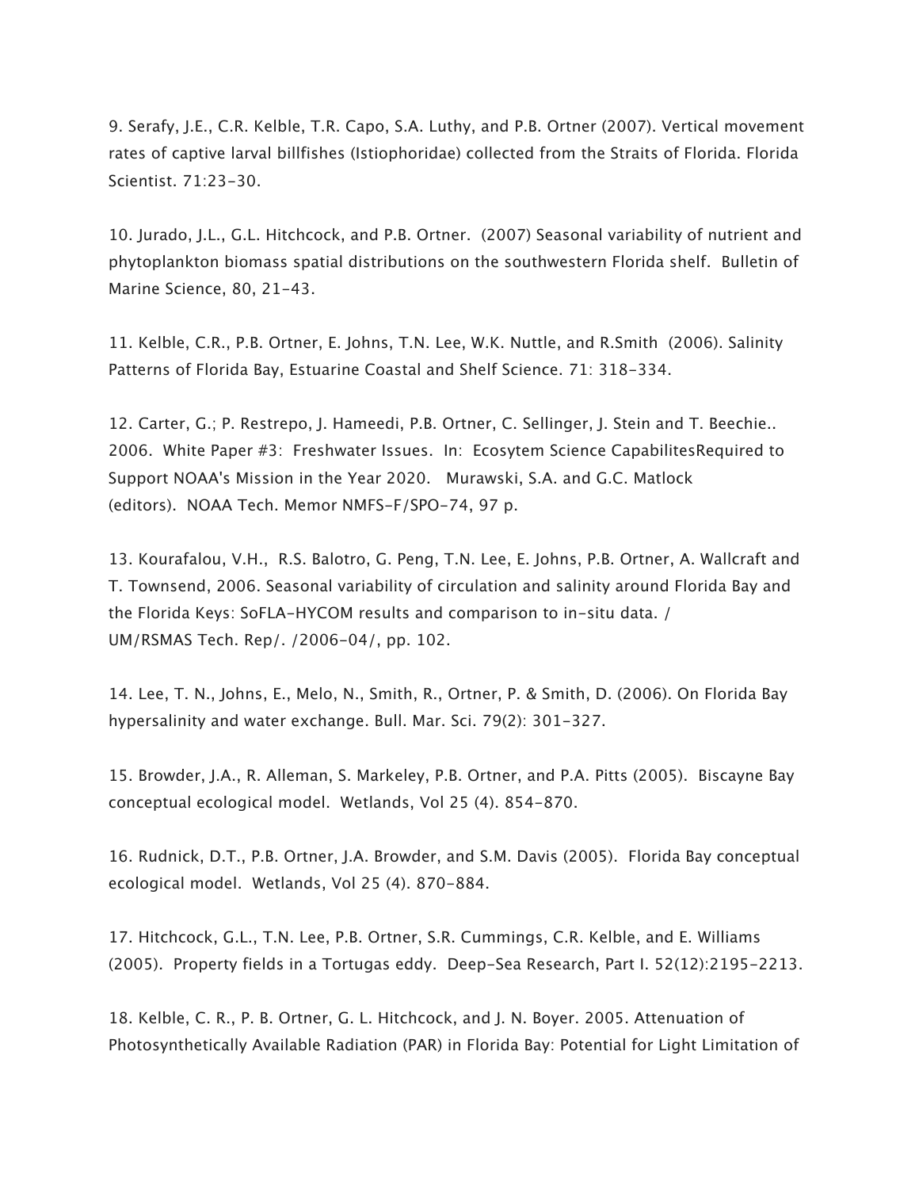9. Serafy, J.E., C.R. Kelble, T.R. Capo, S.A. Luthy, and P.B. Ortner (2007). Vertical movement rates of captive larval billfishes (Istiophoridae) collected from the Straits of Florida. Florida Scientist. 71:23-30.

10. Jurado, J.L., G.L. Hitchcock, and P.B. Ortner. (2007) Seasonal variability of nutrient and phytoplankton biomass spatial distributions on the southwestern Florida shelf. Bulletin of Marine Science, 80, 21-43.

11. Kelble, C.R., P.B. Ortner, E. Johns, T.N. Lee, W.K. Nuttle, and R.Smith (2006). Salinity Patterns of Florida Bay, Estuarine Coastal and Shelf Science. 71: 318-334.

12. Carter, G.; P. Restrepo, J. Hameedi, P.B. Ortner, C. Sellinger, J. Stein and T. Beechie.. 2006. White Paper #3: Freshwater Issues. In: Ecosytem Science CapabilitesRequired to Support NOAA's Mission in the Year 2020. Murawski, S.A. and G.C. Matlock (editors). NOAA Tech. Memor NMFS-F/SPO-74, 97 p.

13. Kourafalou, V.H., R.S. Balotro, G. Peng, T.N. Lee, E. Johns, P.B. Ortner, A. Wallcraft and T. Townsend, 2006. Seasonal variability of circulation and salinity around Florida Bay and the Florida Keys: SoFLA-HYCOM results and comparison to in-situ data. / UM/RSMAS Tech. Rep/. /2006-04/, pp. 102.

14. Lee, T. N., Johns, E., Melo, N., Smith, R., Ortner, P. & Smith, D. (2006). On Florida Bay hypersalinity and water exchange. Bull. Mar. Sci. 79(2): 301-327.

15. Browder, J.A., R. Alleman, S. Markeley, P.B. Ortner, and P.A. Pitts (2005). Biscayne Bay conceptual ecological model. Wetlands, Vol 25 (4). 854-870.

16. Rudnick, D.T., P.B. Ortner, J.A. Browder, and S.M. Davis (2005). Florida Bay conceptual ecological model. Wetlands, Vol 25 (4). 870-884.

17. Hitchcock, G.L., T.N. Lee, P.B. Ortner, S.R. Cummings, C.R. Kelble, and E. Williams (2005). Property fields in a Tortugas eddy. Deep-Sea Research, Part I. 52(12):2195-2213.

18. Kelble, C. R., P. B. Ortner, G. L. Hitchcock, and J. N. Boyer. 2005. Attenuation of Photosynthetically Available Radiation (PAR) in Florida Bay: Potential for Light Limitation of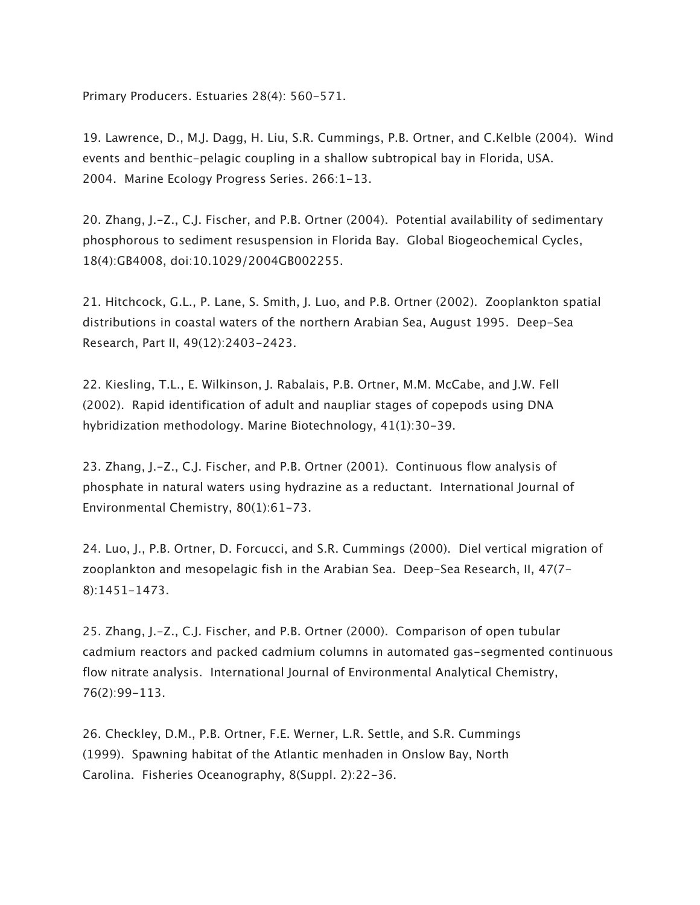Primary Producers. Estuaries 28(4): 560-571.

19. Lawrence, D., M.J. Dagg, H. Liu, S.R. Cummings, P.B. Ortner, and C.Kelble (2004). Wind events and benthic-pelagic coupling in a shallow subtropical bay in Florida, USA. 2004. Marine Ecology Progress Series. 266:1-13.

20. Zhang, J.-Z., C.J. Fischer, and P.B. Ortner (2004). Potential availability of sedimentary phosphorous to sediment resuspension in Florida Bay. Global Biogeochemical Cycles, 18(4):GB4008, doi:10.1029/2004GB002255.

21. Hitchcock, G.L., P. Lane, S. Smith, J. Luo, and P.B. Ortner (2002). Zooplankton spatial distributions in coastal waters of the northern Arabian Sea, August 1995. Deep-Sea Research, Part II, 49(12):2403-2423.

22. Kiesling, T.L., E. Wilkinson, J. Rabalais, P.B. Ortner, M.M. McCabe, and J.W. Fell (2002). Rapid identification of adult and naupliar stages of copepods using DNA hybridization methodology. Marine Biotechnology, 41(1):30-39.

23. Zhang, J.-Z., C.J. Fischer, and P.B. Ortner (2001). Continuous flow analysis of phosphate in natural waters using hydrazine as a reductant. International Journal of Environmental Chemistry, 80(1):61-73.

24. Luo, J., P.B. Ortner, D. Forcucci, and S.R. Cummings (2000). Diel vertical migration of zooplankton and mesopelagic fish in the Arabian Sea. Deep-Sea Research, II, 47(7-8):1451-1473.

25. Zhang, J.-Z., C.J. Fischer, and P.B. Ortner (2000). Comparison of open tubular cadmium reactors and packed cadmium columns in automated gas-segmented continuous flow nitrate analysis. International Journal of Environmental Analytical Chemistry, 76(2):99-113.

26. Checkley, D.M., P.B. Ortner, F.E. Werner, L.R. Settle, and S.R. Cummings (1999). Spawning habitat of the Atlantic menhaden in Onslow Bay, North Carolina. Fisheries Oceanography, 8(Suppl. 2):22-36.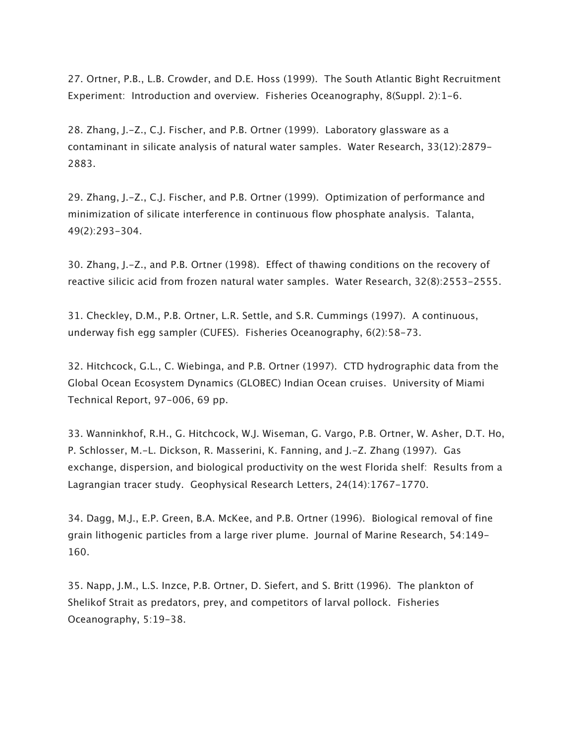27. Ortner, P.B., L.B. Crowder, and D.E. Hoss (1999). The South Atlantic Bight Recruitment Experiment: Introduction and overview. Fisheries Oceanography, 8(Suppl. 2):1-6.

28. Zhang, J.-Z., C.J. Fischer, and P.B. Ortner (1999). Laboratory glassware as a contaminant in silicate analysis of natural water samples. Water Research, 33(12):2879-2883.

29. Zhang, J.-Z., C.J. Fischer, and P.B. Ortner (1999). Optimization of performance and minimization of silicate interference in continuous flow phosphate analysis. Talanta, 49(2):293-304.

30. Zhang, J.-Z., and P.B. Ortner (1998). Effect of thawing conditions on the recovery of reactive silicic acid from frozen natural water samples. Water Research, 32(8):2553-2555.

31. Checkley, D.M., P.B. Ortner, L.R. Settle, and S.R. Cummings (1997). A continuous, underway fish egg sampler (CUFES). Fisheries Oceanography, 6(2):58-73.

32. Hitchcock, G.L., C. Wiebinga, and P.B. Ortner (1997). CTD hydrographic data from the Global Ocean Ecosystem Dynamics (GLOBEC) Indian Ocean cruises. University of Miami Technical Report, 97-006, 69 pp.

33. Wanninkhof, R.H., G. Hitchcock, W.J. Wiseman, G. Vargo, P.B. Ortner, W. Asher, D.T. Ho, P. Schlosser, M.-L. Dickson, R. Masserini, K. Fanning, and J.-Z. Zhang (1997). Gas exchange, dispersion, and biological productivity on the west Florida shelf: Results from a Lagrangian tracer study. Geophysical Research Letters, 24(14):1767-1770.

34. Dagg, M.J., E.P. Green, B.A. McKee, and P.B. Ortner (1996). Biological removal of fine grain lithogenic particles from a large river plume. Journal of Marine Research, 54:149-160.

35. Napp, J.M., L.S. Inzce, P.B. Ortner, D. Siefert, and S. Britt (1996). The plankton of Shelikof Strait as predators, prey, and competitors of larval pollock. Fisheries Oceanography, 5:19-38.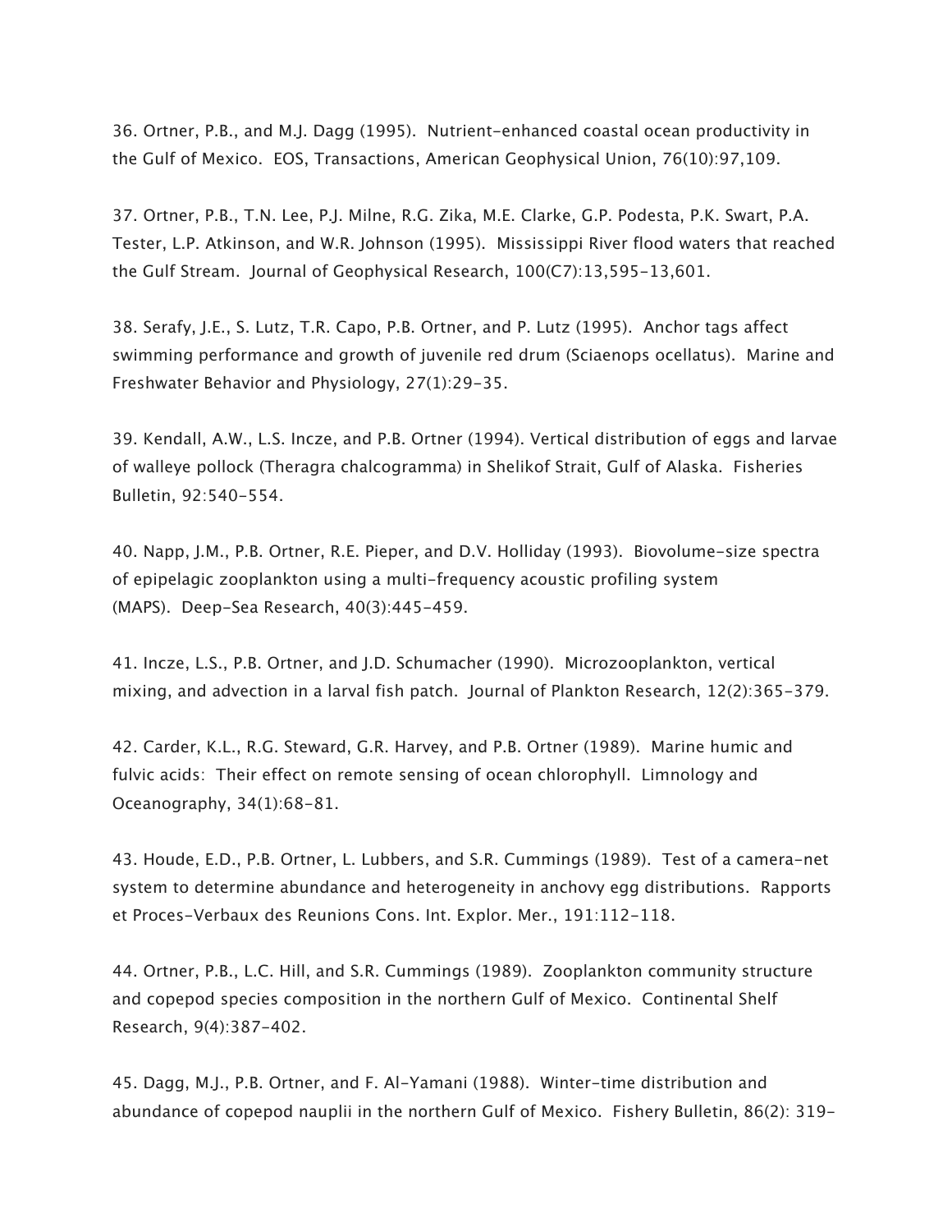36. Ortner, P.B., and M.J. Dagg (1995). Nutrient-enhanced coastal ocean productivity in the Gulf of Mexico. EOS, Transactions, American Geophysical Union, 76(10):97,109.

37. Ortner, P.B., T.N. Lee, P.J. Milne, R.G. Zika, M.E. Clarke, G.P. Podesta, P.K. Swart, P.A. Tester, L.P. Atkinson, and W.R. Johnson (1995). Mississippi River flood waters that reached the Gulf Stream. Journal of Geophysical Research, 100(C7):13,595-13,601.

38. Serafy, J.E., S. Lutz, T.R. Capo, P.B. Ortner, and P. Lutz (1995). Anchor tags affect swimming performance and growth of juvenile red drum (Sciaenops ocellatus). Marine and Freshwater Behavior and Physiology, 27(1):29-35.

39. Kendall, A.W., L.S. Incze, and P.B. Ortner (1994). Vertical distribution of eggs and larvae of walleye pollock (Theragra chalcogramma) in Shelikof Strait, Gulf of Alaska. Fisheries Bulletin, 92:540-554.

40. Napp, J.M., P.B. Ortner, R.E. Pieper, and D.V. Holliday (1993). Biovolume-size spectra of epipelagic zooplankton using a multi-frequency acoustic profiling system (MAPS). Deep-Sea Research, 40(3):445-459.

41. Incze, L.S., P.B. Ortner, and J.D. Schumacher (1990). Microzooplankton, vertical mixing, and advection in a larval fish patch. Journal of Plankton Research, 12(2):365-379.

42. Carder, K.L., R.G. Steward, G.R. Harvey, and P.B. Ortner (1989). Marine humic and fulvic acids: Their effect on remote sensing of ocean chlorophyll. Limnology and Oceanography, 34(1):68-81.

43. Houde, E.D., P.B. Ortner, L. Lubbers, and S.R. Cummings (1989). Test of a camera-net system to determine abundance and heterogeneity in anchovy egg distributions. Rapports et Proces-Verbaux des Reunions Cons. Int. Explor. Mer., 191:112-118.

44. Ortner, P.B., L.C. Hill, and S.R. Cummings (1989). Zooplankton community structure and copepod species composition in the northern Gulf of Mexico. Continental Shelf Research, 9(4):387-402.

45. Dagg, M.J., P.B. Ortner, and F. Al-Yamani (1988). Winter-time distribution and abundance of copepod nauplii in the northern Gulf of Mexico. Fishery Bulletin, 86(2): 319-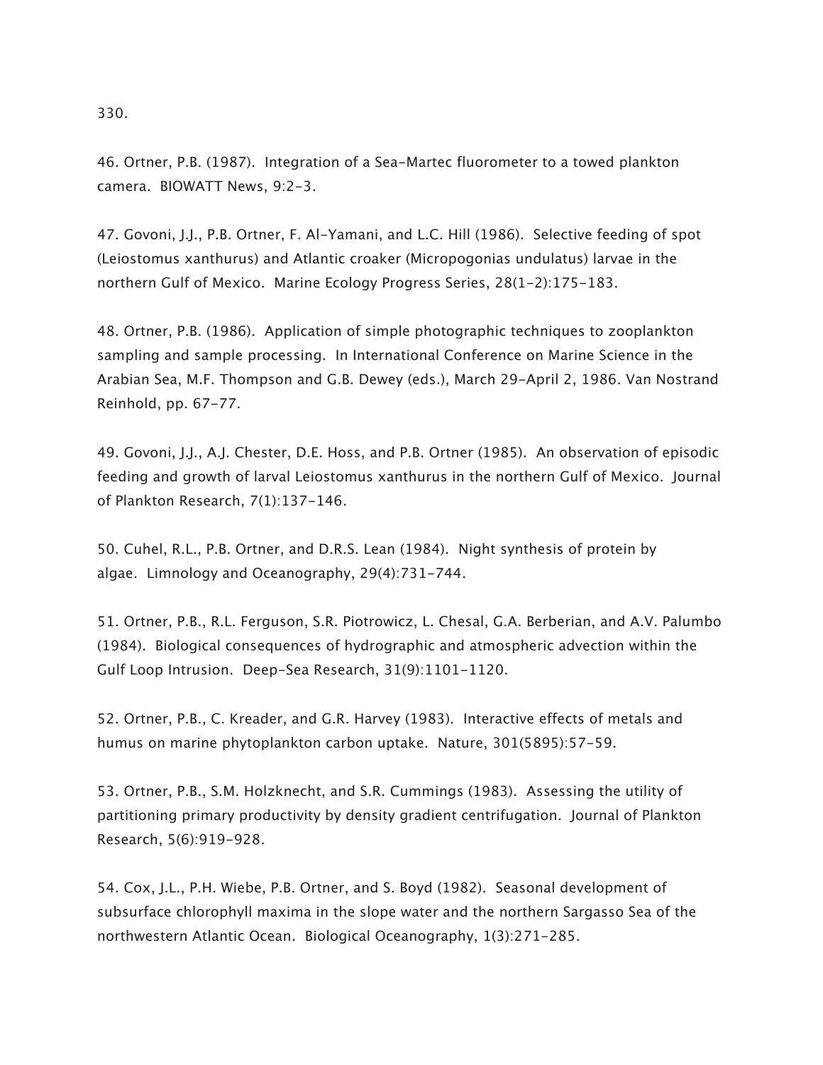330.

46. Ortner, P.B. (1987). Integration of a Sea-Martec fluorometer to a towed plankton camera. BIOWATT News, 9:2-3.

47. Govoni, J.J., P.B. Ortner, F. Al-Yamani, and L.C. Hill (1986). Selective feeding of spot (Leiostomus xanthurus) and Atlantic croaker (Micropogonias undulatus) larvae in the northern Gulf of Mexico. Marine Ecology Progress Series, 28(1-2):175-183.

48. Ortner, P.B. (1986). Application of simple photographic techniques to zooplankton sampling and sample processing. In International Conference on Marine Science in the Arabian Sea, M.F. Thompson and G.B. Dewey (eds.), March 29-April 2, 1986. Van Nostrand Reinhold, pp. 67-77.

49. Govoni, J.J., A.J. Chester, D.E. Hoss, and P.B. Ortner (1985). An observation of episodic feeding and growth of larval Leiostomus xanthurus in the northern Gulf of Mexico. Journal of Plankton Research, 7(1):137-146.

50. Cuhel, R.L., P.B. Ortner, and D.R.S. Lean (1984). Night synthesis of protein by algae. Limnology and Oceanography, 29(4):731-744.

51. Ortner, P.B., R.L. Ferguson, S.R. Piotrowicz, L. Chesal, G.A. Berberian, and A.V. Palumbo (1984). Biological consequences of hydrographic and atmospheric advection within the Gulf Loop Intrusion. Deep-Sea Research, 31(9):1101-1120.

52. Ortner, P.B., C. Kreader, and G.R. Harvey (1983). Interactive effects of metals and humus on marine phytoplankton carbon uptake. Nature, 301(5895):57-59.

53. Ortner, P.B., S.M. Holzknecht, and S.R. Cummings (1983). Assessing the utility of partitioning primary productivity by density gradient centrifugation. Journal of Plankton Research, 5(6):919-928.

54. Cox, J.L., P.H. Wiebe, P.B. Ortner, and S. Boyd (1982). Seasonal development of subsurface chlorophyll maxima in the slope water and the northern Sargasso Sea of the northwestern Atlantic Ocean. Biological Oceanography, 1(3):271-285.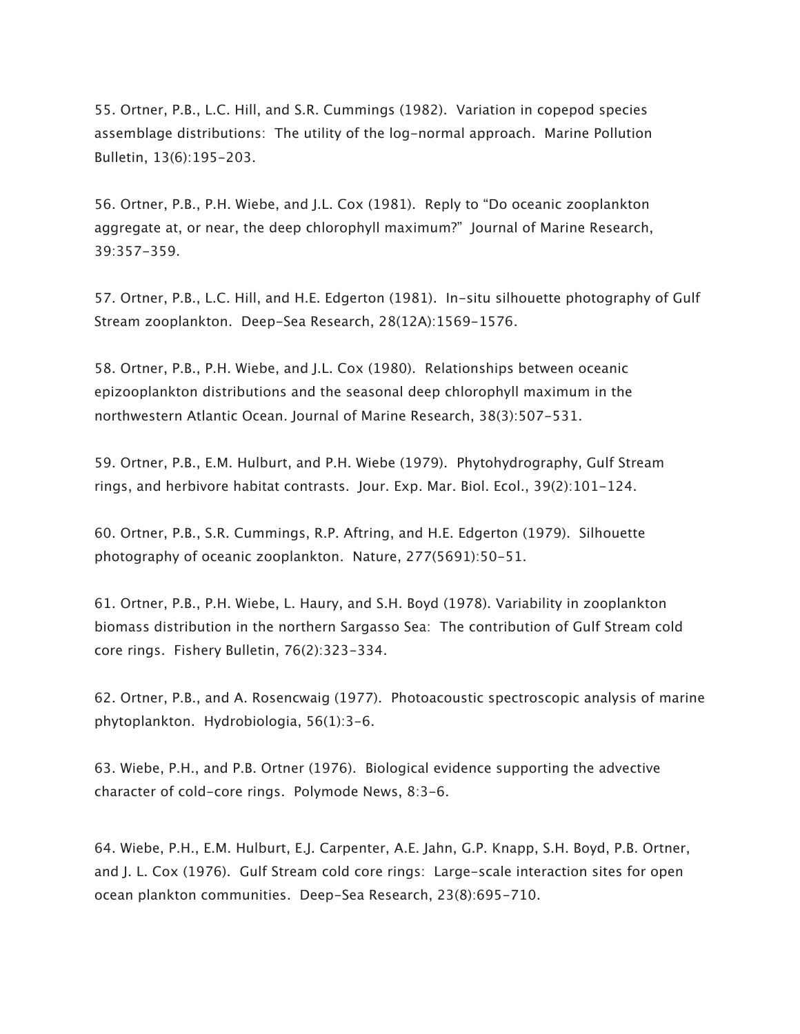55. Ortner, P.B., L.C. Hill, and S.R. Cummings (1982). Variation in copepod species assemblage distributions: The utility of the log-normal approach. Marine Pollution Bulletin, 13(6):195-203.

56. Ortner, P.B., P.H. Wiebe, and J.L. Cox (1981). Reply to "Do oceanic zooplankton aggregate at, or near, the deep chlorophyll maximum?" Journal of Marine Research, 39:357-359.

57. Ortner, P.B., L.C. Hill, and H.E. Edgerton (1981). In-situ silhouette photography of Gulf Stream zooplankton. Deep-Sea Research, 28(12A):1569-1576.

58. Ortner, P.B., P.H. Wiebe, and J.L. Cox (1980). Relationships between oceanic epizooplankton distributions and the seasonal deep chlorophyll maximum in the northwestern Atlantic Ocean. Journal of Marine Research, 38(3):507-531.

59. Ortner, P.B., E.M. Hulburt, and P.H. Wiebe (1979). Phytohydrography, Gulf Stream rings, and herbivore habitat contrasts. Jour. Exp. Mar. Biol. Ecol., 39(2):101-124.

60. Ortner, P.B., S.R. Cummings, R.P. Aftring, and H.E. Edgerton (1979). Silhouette photography of oceanic zooplankton. Nature, 277(5691):50-51.

61. Ortner, P.B., P.H. Wiebe, L. Haury, and S.H. Boyd (1978). Variability in zooplankton biomass distribution in the northern Sargasso Sea: The contribution of Gulf Stream cold core rings. Fishery Bulletin, 76(2):323-334.

62. Ortner, P.B., and A. Rosencwaig (1977). Photoacoustic spectroscopic analysis of marine phytoplankton. Hydrobiologia, 56(1):3-6.

63. Wiebe, P.H., and P.B. Ortner (1976). Biological evidence supporting the advective character of cold-core rings. Polymode News, 8:3-6.

64. Wiebe, P.H., E.M. Hulburt, E.J. Carpenter, A.E. Jahn, G.P. Knapp, S.H. Boyd, P.B. Ortner, and J. L. Cox (1976). Gulf Stream cold core rings: Large-scale interaction sites for open ocean plankton communities. Deep-Sea Research, 23(8):695-710.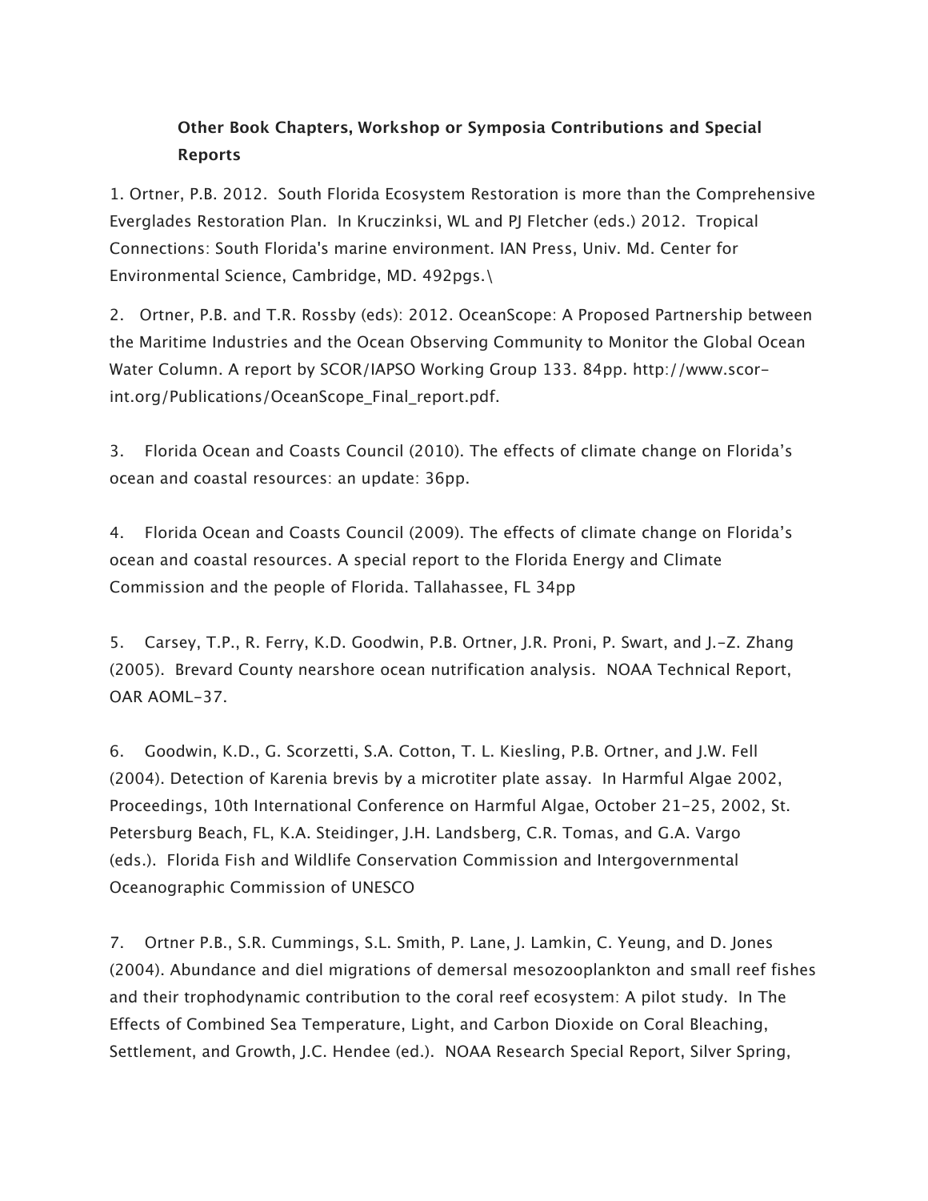**Other Book Chapters, Workshop or Symposia Contributions and Special Reports**

1. Ortner, P.B. 2012. South Florida Ecosystem Restoration is more than the Comprehensive Everglades Restoration Plan. In Kruczinksi, WL and PJ Fletcher (eds.) 2012. Tropical Connections: South Florida's marine environment. IAN Press, Univ. Md. Center for Environmental Science, Cambridge, MD. 492pgs.\

2. Ortner, P.B. and T.R. Rossby (eds): 2012. OceanScope: A Proposed Partnership between the Maritime Industries and the Ocean Observing Community to Monitor the Global Ocean Water Column. A report by SCOR/IAPSO Working Group 133. 84pp. http://www.scor-int.org/Publications/OceanScope_Final_report.pdf.

3. Florida Ocean and Coasts Council (2010). The effects of climate change on Florida's ocean and coastal resources: an update: 36pp.

4. Florida Ocean and Coasts Council (2009). The effects of climate change on Florida's ocean and coastal resources. A special report to the Florida Energy and Climate Commission and the people of Florida. Tallahassee, FL 34pp

5. Carsey, T.P., R. Ferry, K.D. Goodwin, P.B. Ortner, J.R. Proni, P. Swart, and J.-Z. Zhang (2005). Brevard County nearshore ocean nutrification analysis. NOAA Technical Report, OAR AOML-37.

6. Goodwin, K.D., G. Scorzetti, S.A. Cotton, T. L. Kiesling, P.B. Ortner, and J.W. Fell (2004). Detection of Karenia brevis by a microtiter plate assay. In Harmful Algae 2002, Proceedings, 10th International Conference on Harmful Algae, October 21-25, 2002, St. Petersburg Beach, FL, K.A. Steidinger, J.H. Landsberg, C.R. Tomas, and G.A. Vargo (eds.). Florida Fish and Wildlife Conservation Commission and Intergovernmental Oceanographic Commission of UNESCO

7. Ortner P.B., S.R. Cummings, S.L. Smith, P. Lane, J. Lamkin, C. Yeung, and D. Jones (2004). Abundance and diel migrations of demersal mesozooplankton and small reef fishes and their trophodynamic contribution to the coral reef ecosystem: A pilot study. In The Effects of Combined Sea Temperature, Light, and Carbon Dioxide on Coral Bleaching, Settlement, and Growth, J.C. Hendee (ed.). NOAA Research Special Report, Silver Spring,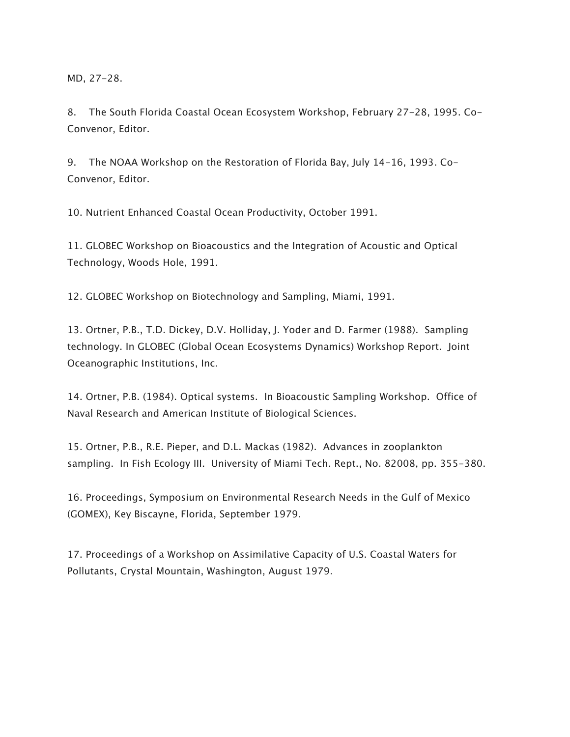MD, 27-28.

8. The South Florida Coastal Ocean Ecosystem Workshop, February 27-28, 1995. Co-Convenor, Editor.

9. The NOAA Workshop on the Restoration of Florida Bay, July 14-16, 1993. Co-Convenor, Editor.

10. Nutrient Enhanced Coastal Ocean Productivity, October 1991.

11. GLOBEC Workshop on Bioacoustics and the Integration of Acoustic and Optical Technology, Woods Hole, 1991.

12. GLOBEC Workshop on Biotechnology and Sampling, Miami, 1991.

13. Ortner, P.B., T.D. Dickey, D.V. Holliday, J. Yoder and D. Farmer (1988). Sampling technology. In GLOBEC (Global Ocean Ecosystems Dynamics) Workshop Report. Joint Oceanographic Institutions, Inc.

14. Ortner, P.B. (1984). Optical systems. In Bioacoustic Sampling Workshop. Office of Naval Research and American Institute of Biological Sciences.

15. Ortner, P.B., R.E. Pieper, and D.L. Mackas (1982). Advances in zooplankton sampling. In Fish Ecology III. University of Miami Tech. Rept., No. 82008, pp. 355-380.

16. Proceedings, Symposium on Environmental Research Needs in the Gulf of Mexico (GOMEX), Key Biscayne, Florida, September 1979.

17. Proceedings of a Workshop on Assimilative Capacity of U.S. Coastal Waters for Pollutants, Crystal Mountain, Washington, August 1979.